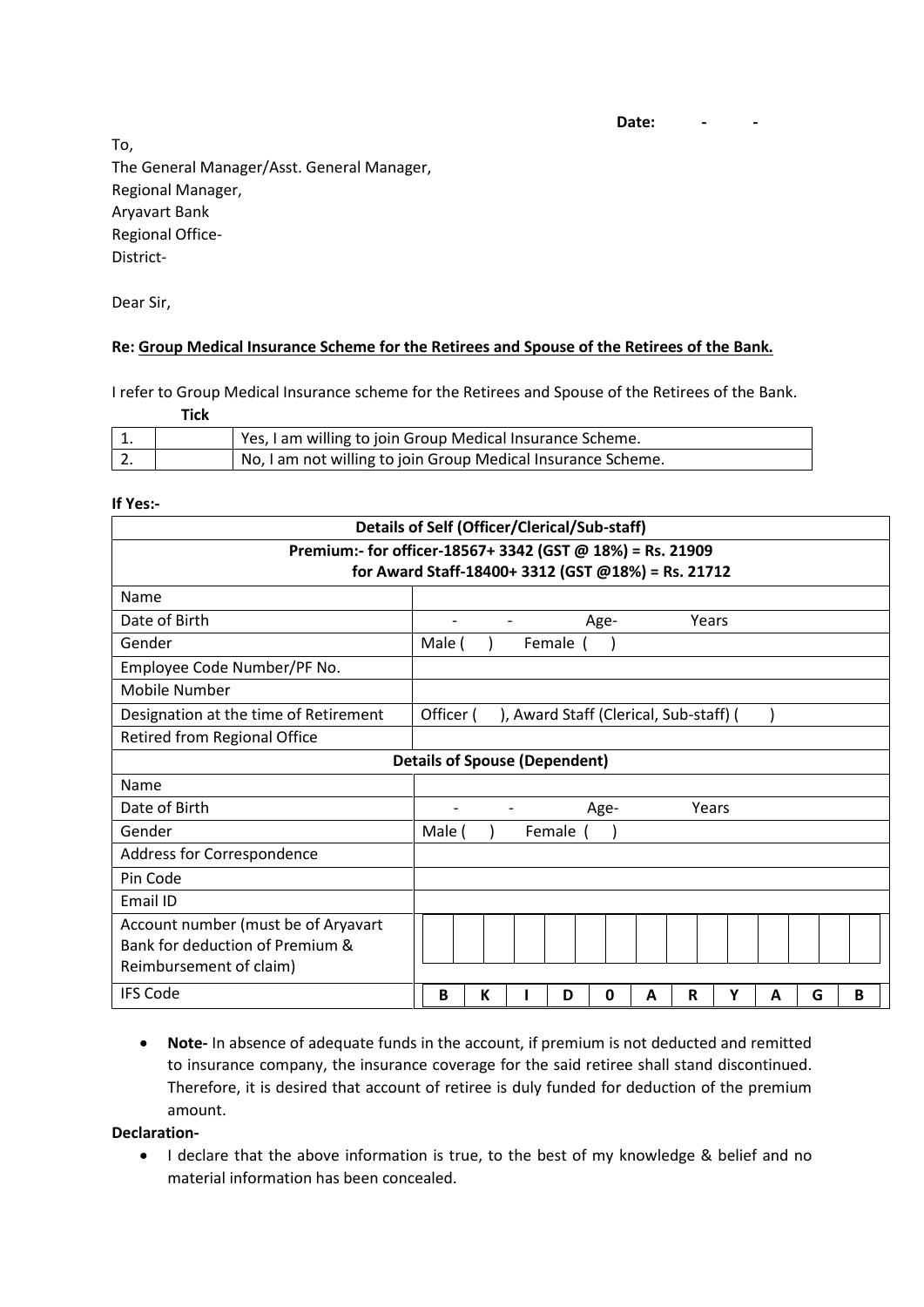**Date: - -**

To,
The General Manager/Asst. General Manager,
Regional Manager,
Aryavart Bank
Regional Office-
District-

Dear Sir,

**Re: <u>Group Medical Insurance Scheme for the Retirees and Spouse of the Retirees of the Bank.</u>**

I refer to Group Medical Insurance scheme for the Retirees and Spouse of the Retirees of the Bank.

| | **Tick** | |
|---|---|---|
| 1. | | Yes, I am willing to join Group Medical Insurance Scheme. |
| 2. | | No, I am not willing to join Group Medical Insurance Scheme. |

**If Yes:-**

| **Details of Self (Officer/Clerical/Sub-staff)** | |
|---|---|
| **Premium:- for officer-18567+ 3342 (GST @ 18%) = Rs. 21909<br>for Award Staff-18400+ 3312 (GST @18%) = Rs. 21712** | |
| Name | |
| Date of Birth | - - Age- Years |
| Gender | Male ( ) Female ( ) |
| Employee Code Number/PF No. | |
| Mobile Number | |
| Designation at the time of Retirement | Officer ( ), Award Staff (Clerical, Sub-staff) ( ) |
| Retired from Regional Office | |
| **Details of Spouse (Dependent)** | |
| Name | |
| Date of Birth | - - Age- Years |
| Gender | Male ( ) Female ( ) |
| Address for Correspondence | |
| Pin Code | |
| Email ID | |
| Account number (must be of Aryavart Bank for deduction of Premium & Reimbursement of claim) | |
| IFS Code | **B K I D 0 A R Y A G B** |

- **Note-** In absence of adequate funds in the account, if premium is not deducted and remitted to insurance company, the insurance coverage for the said retiree shall stand discontinued. Therefore, it is desired that account of retiree is duly funded for deduction of the premium amount.

**Declaration-**

- I declare that the above information is true, to the best of my knowledge & belief and no material information has been concealed.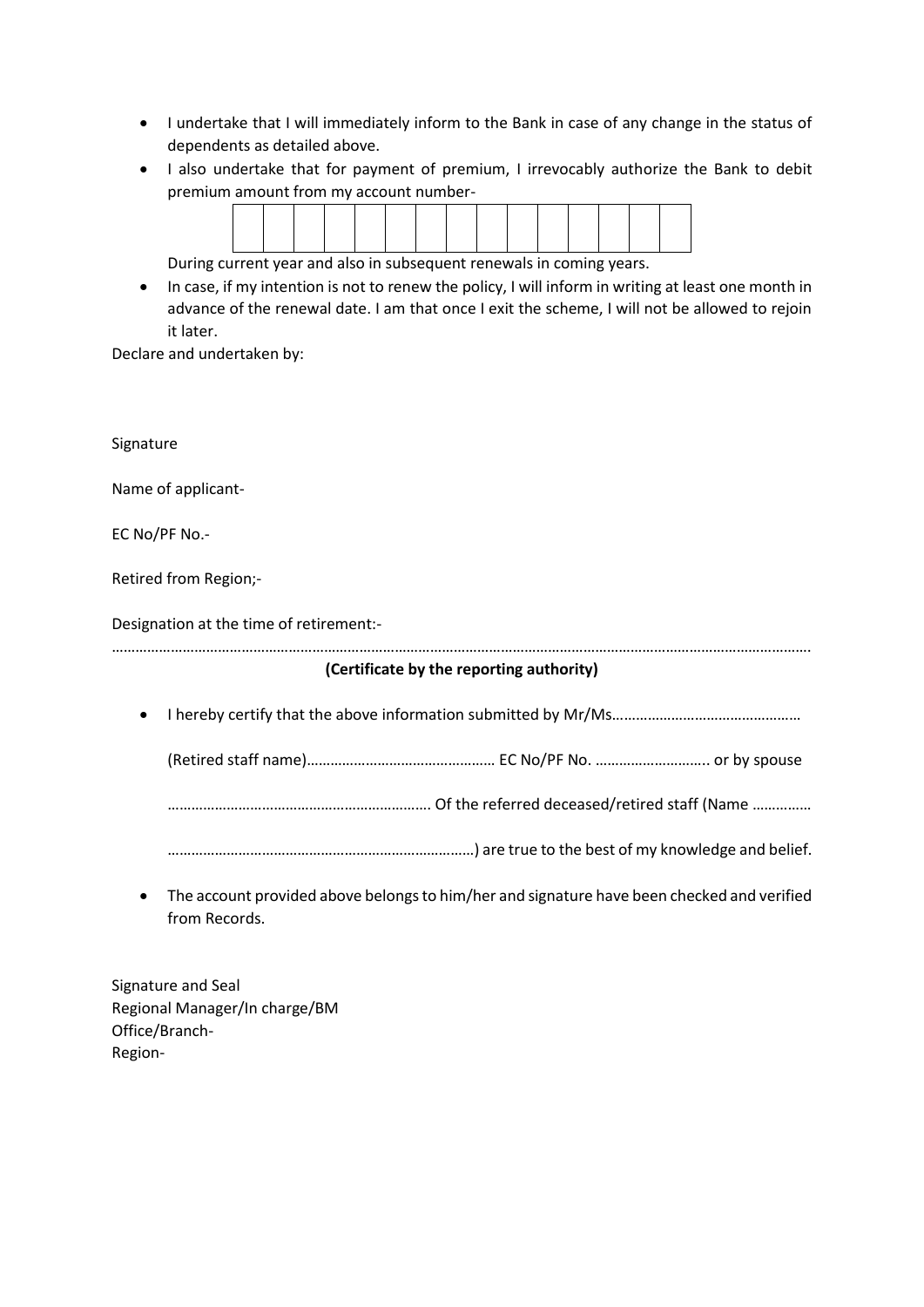- I undertake that I will immediately inform to the Bank in case of any change in the status of dependents as detailed above.
- I also undertake that for payment of premium, I irrevocably authorize the Bank to debit premium amount from my account number-

| | | | | | | | | | | | | | | |
|---|---|---|---|---|---|---|---|---|---|---|---|---|---|---|
| | | | | | | | | | | | | | | |

  During current year and also in subsequent renewals in coming years.
- In case, if my intention is not to renew the policy, I will inform in writing at least one month in advance of the renewal date. I am that once I exit the scheme, I will not be allowed to rejoin it later.

Declare and undertaken by:

Signature

Name of applicant-

EC No/PF No.-

Retired from Region;-

Designation at the time of retirement:-

……………………………………………………………………………………………………………………………………………………………………

**(Certificate by the reporting authority)**

- I hereby certify that the above information submitted by Mr/Ms…………………………………………

  (Retired staff name)………………………………………… EC No/PF No. ……………………….. or by spouse

  ………………………………………………………… Of the referred deceased/retired staff (Name ……………

  ……………………………………………………………………) are true to the best of my knowledge and belief.

- The account provided above belongs to him/her and signature have been checked and verified from Records.

Signature and Seal
Regional Manager/In charge/BM
Office/Branch-
Region-